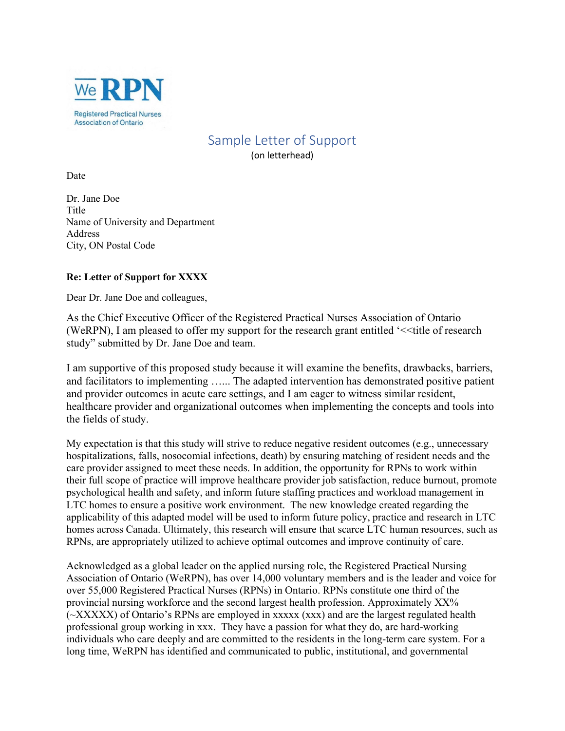We RPN

Registered Practical Nurses Association of Ontario

# Sample Letter of Support

(on letterhead)

Date

Dr. Jane Doe
Title
Name of University and Department
Address
City, ON Postal Code

**Re: Letter of Support for XXXX**

Dear Dr. Jane Doe and colleagues,

As the Chief Executive Officer of the Registered Practical Nurses Association of Ontario (WeRPN), I am pleased to offer my support for the research grant entitled '<<title of research study" submitted by Dr. Jane Doe and team.

I am supportive of this proposed study because it will examine the benefits, drawbacks, barriers, and facilitators to implementing …... The adapted intervention has demonstrated positive patient and provider outcomes in acute care settings, and I am eager to witness similar resident, healthcare provider and organizational outcomes when implementing the concepts and tools into the fields of study.

My expectation is that this study will strive to reduce negative resident outcomes (e.g., unnecessary hospitalizations, falls, nosocomial infections, death) by ensuring matching of resident needs and the care provider assigned to meet these needs. In addition, the opportunity for RPNs to work within their full scope of practice will improve healthcare provider job satisfaction, reduce burnout, promote psychological health and safety, and inform future staffing practices and workload management in LTC homes to ensure a positive work environment. The new knowledge created regarding the applicability of this adapted model will be used to inform future policy, practice and research in LTC homes across Canada. Ultimately, this research will ensure that scarce LTC human resources, such as RPNs, are appropriately utilized to achieve optimal outcomes and improve continuity of care.

Acknowledged as a global leader on the applied nursing role, the Registered Practical Nursing Association of Ontario (WeRPN), has over 14,000 voluntary members and is the leader and voice for over 55,000 Registered Practical Nurses (RPNs) in Ontario. RPNs constitute one third of the provincial nursing workforce and the second largest health profession. Approximately XX% (~XXXXX) of Ontario's RPNs are employed in xxxxx (xxx) and are the largest regulated health professional group working in xxx. They have a passion for what they do, are hard-working individuals who care deeply and are committed to the residents in the long-term care system. For a long time, WeRPN has identified and communicated to public, institutional, and governmental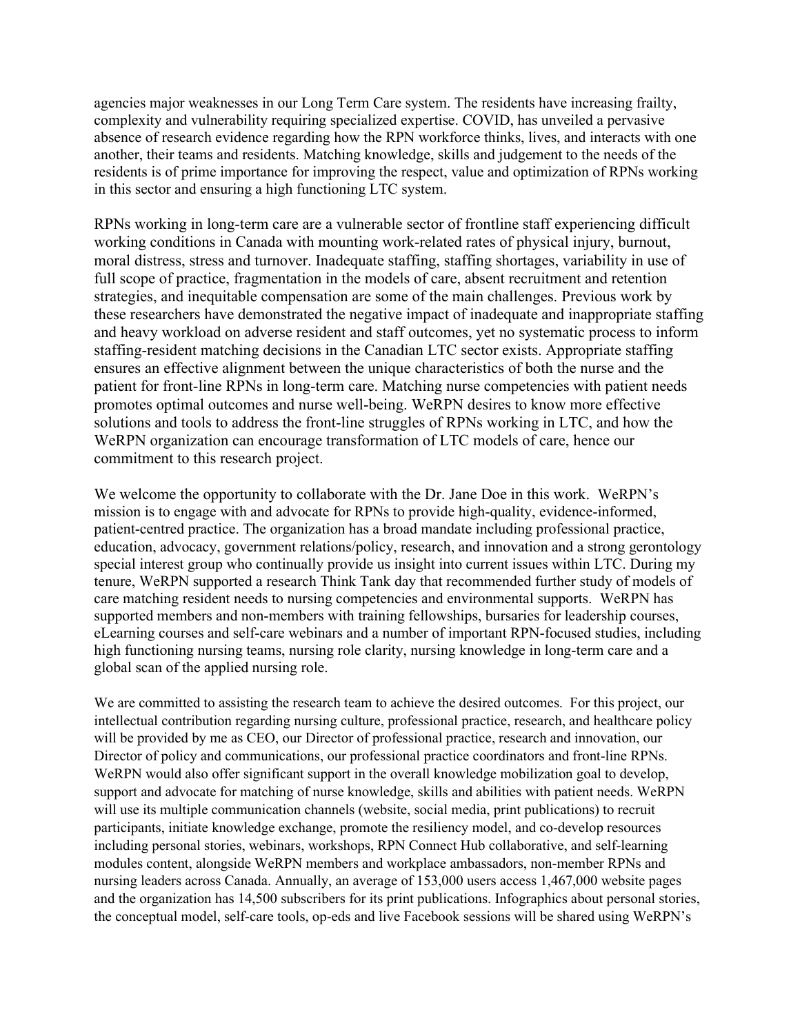agencies major weaknesses in our Long Term Care system. The residents have increasing frailty, complexity and vulnerability requiring specialized expertise. COVID, has unveiled a pervasive absence of research evidence regarding how the RPN workforce thinks, lives, and interacts with one another, their teams and residents. Matching knowledge, skills and judgement to the needs of the residents is of prime importance for improving the respect, value and optimization of RPNs working in this sector and ensuring a high functioning LTC system.

RPNs working in long-term care are a vulnerable sector of frontline staff experiencing difficult working conditions in Canada with mounting work-related rates of physical injury, burnout, moral distress, stress and turnover. Inadequate staffing, staffing shortages, variability in use of full scope of practice, fragmentation in the models of care, absent recruitment and retention strategies, and inequitable compensation are some of the main challenges. Previous work by these researchers have demonstrated the negative impact of inadequate and inappropriate staffing and heavy workload on adverse resident and staff outcomes, yet no systematic process to inform staffing-resident matching decisions in the Canadian LTC sector exists. Appropriate staffing ensures an effective alignment between the unique characteristics of both the nurse and the patient for front-line RPNs in long-term care. Matching nurse competencies with patient needs promotes optimal outcomes and nurse well-being. WeRPN desires to know more effective solutions and tools to address the front-line struggles of RPNs working in LTC, and how the WeRPN organization can encourage transformation of LTC models of care, hence our commitment to this research project.

We welcome the opportunity to collaborate with the Dr. Jane Doe in this work. WeRPN's mission is to engage with and advocate for RPNs to provide high-quality, evidence-informed, patient-centred practice. The organization has a broad mandate including professional practice, education, advocacy, government relations/policy, research, and innovation and a strong gerontology special interest group who continually provide us insight into current issues within LTC. During my tenure, WeRPN supported a research Think Tank day that recommended further study of models of care matching resident needs to nursing competencies and environmental supports. WeRPN has supported members and non-members with training fellowships, bursaries for leadership courses, eLearning courses and self-care webinars and a number of important RPN-focused studies, including high functioning nursing teams, nursing role clarity, nursing knowledge in long-term care and a global scan of the applied nursing role.

We are committed to assisting the research team to achieve the desired outcomes. For this project, our intellectual contribution regarding nursing culture, professional practice, research, and healthcare policy will be provided by me as CEO, our Director of professional practice, research and innovation, our Director of policy and communications, our professional practice coordinators and front-line RPNs. WeRPN would also offer significant support in the overall knowledge mobilization goal to develop, support and advocate for matching of nurse knowledge, skills and abilities with patient needs. WeRPN will use its multiple communication channels (website, social media, print publications) to recruit participants, initiate knowledge exchange, promote the resiliency model, and co-develop resources including personal stories, webinars, workshops, RPN Connect Hub collaborative, and self-learning modules content, alongside WeRPN members and workplace ambassadors, non-member RPNs and nursing leaders across Canada. Annually, an average of 153,000 users access 1,467,000 website pages and the organization has 14,500 subscribers for its print publications. Infographics about personal stories, the conceptual model, self-care tools, op-eds and live Facebook sessions will be shared using WeRPN's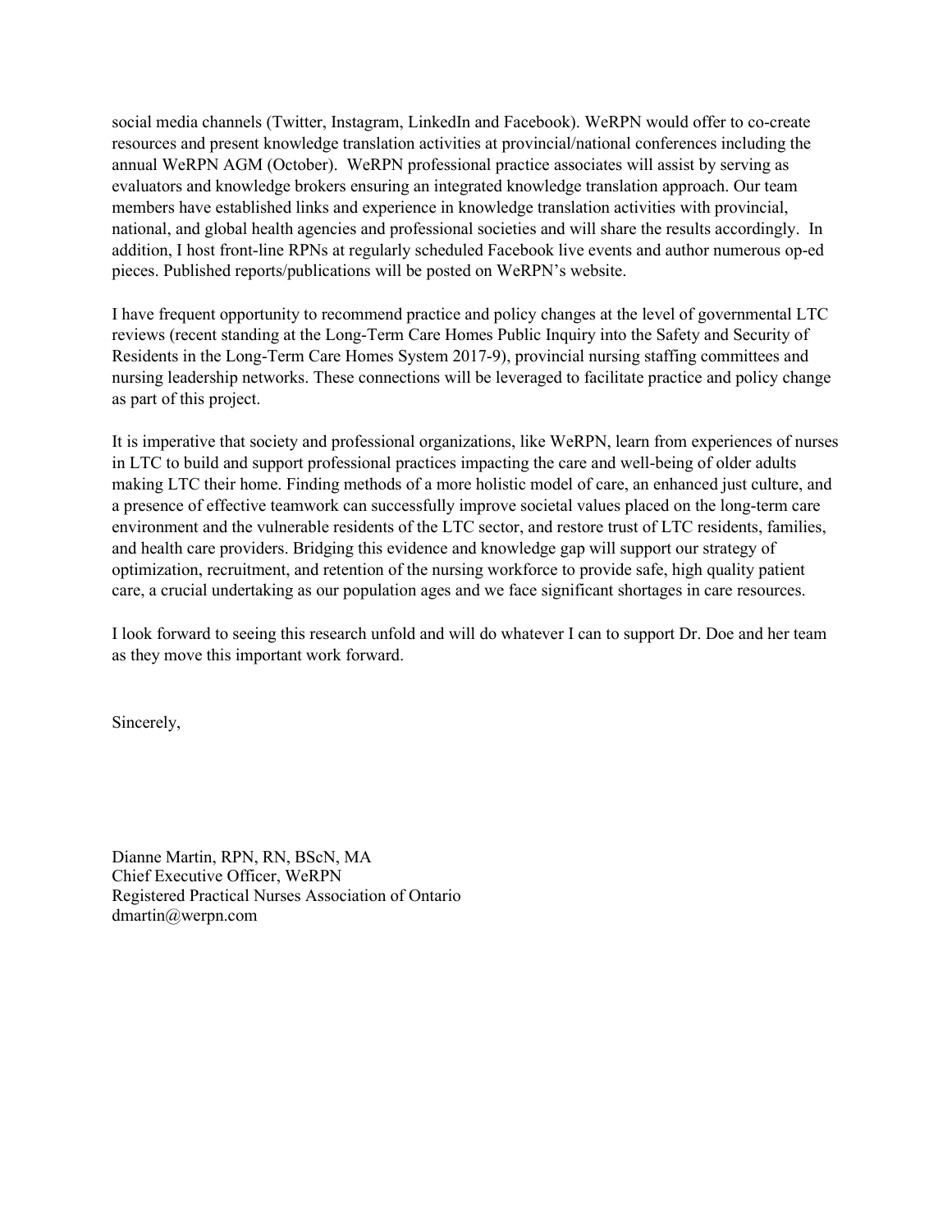social media channels (Twitter, Instagram, LinkedIn and Facebook). WeRPN would offer to co-create resources and present knowledge translation activities at provincial/national conferences including the annual WeRPN AGM (October). WeRPN professional practice associates will assist by serving as evaluators and knowledge brokers ensuring an integrated knowledge translation approach. Our team members have established links and experience in knowledge translation activities with provincial, national, and global health agencies and professional societies and will share the results accordingly. In addition, I host front-line RPNs at regularly scheduled Facebook live events and author numerous op-ed pieces. Published reports/publications will be posted on WeRPN's website.

I have frequent opportunity to recommend practice and policy changes at the level of governmental LTC reviews (recent standing at the Long-Term Care Homes Public Inquiry into the Safety and Security of Residents in the Long-Term Care Homes System 2017-9), provincial nursing staffing committees and nursing leadership networks. These connections will be leveraged to facilitate practice and policy change as part of this project.

It is imperative that society and professional organizations, like WeRPN, learn from experiences of nurses in LTC to build and support professional practices impacting the care and well-being of older adults making LTC their home. Finding methods of a more holistic model of care, an enhanced just culture, and a presence of effective teamwork can successfully improve societal values placed on the long-term care environment and the vulnerable residents of the LTC sector, and restore trust of LTC residents, families, and health care providers. Bridging this evidence and knowledge gap will support our strategy of optimization, recruitment, and retention of the nursing workforce to provide safe, high quality patient care, a crucial undertaking as our population ages and we face significant shortages in care resources.

I look forward to seeing this research unfold and will do whatever I can to support Dr. Doe and her team as they move this important work forward.

Sincerely,

Dianne Martin, RPN, RN, BScN, MA
Chief Executive Officer, WeRPN
Registered Practical Nurses Association of Ontario
dmartin@werpn.com